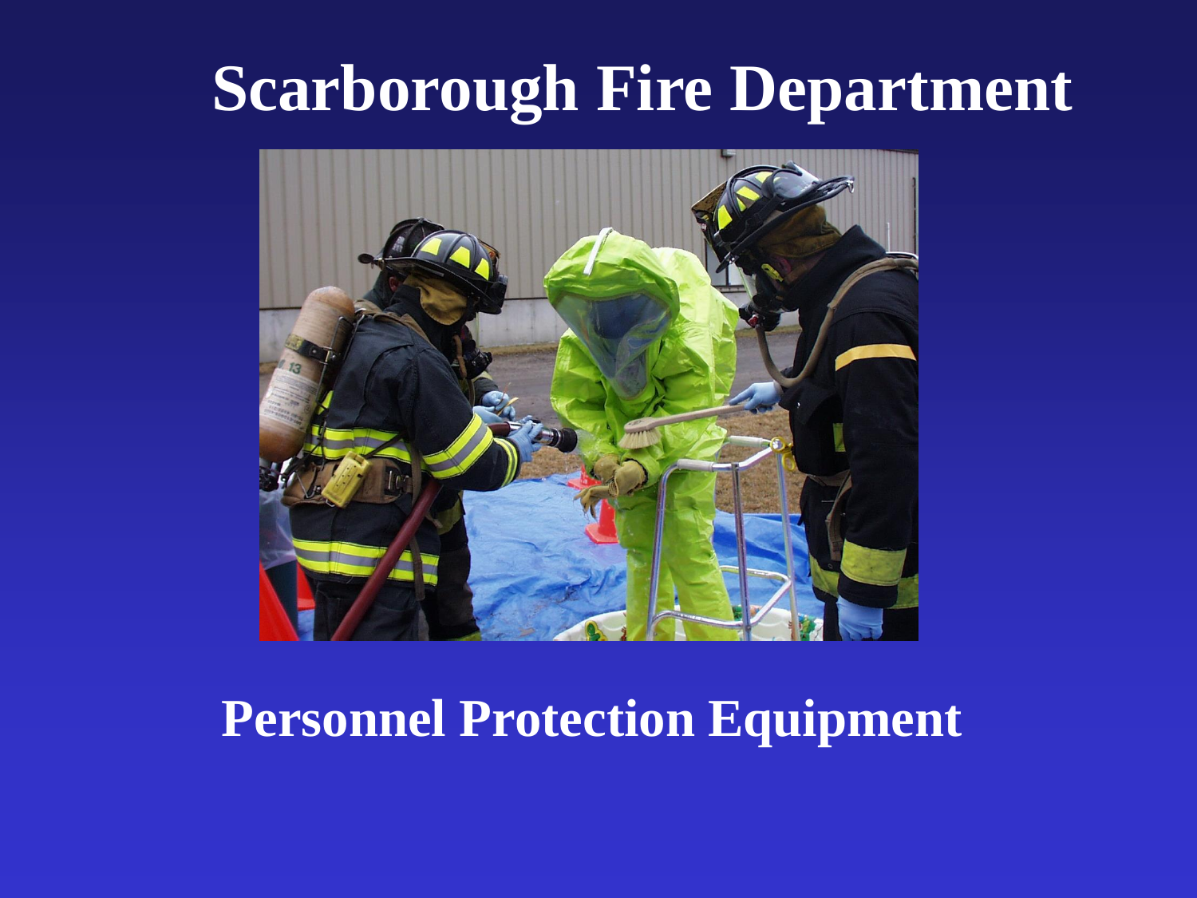# Scarborough Fire Department

## Personnel Protection Equipment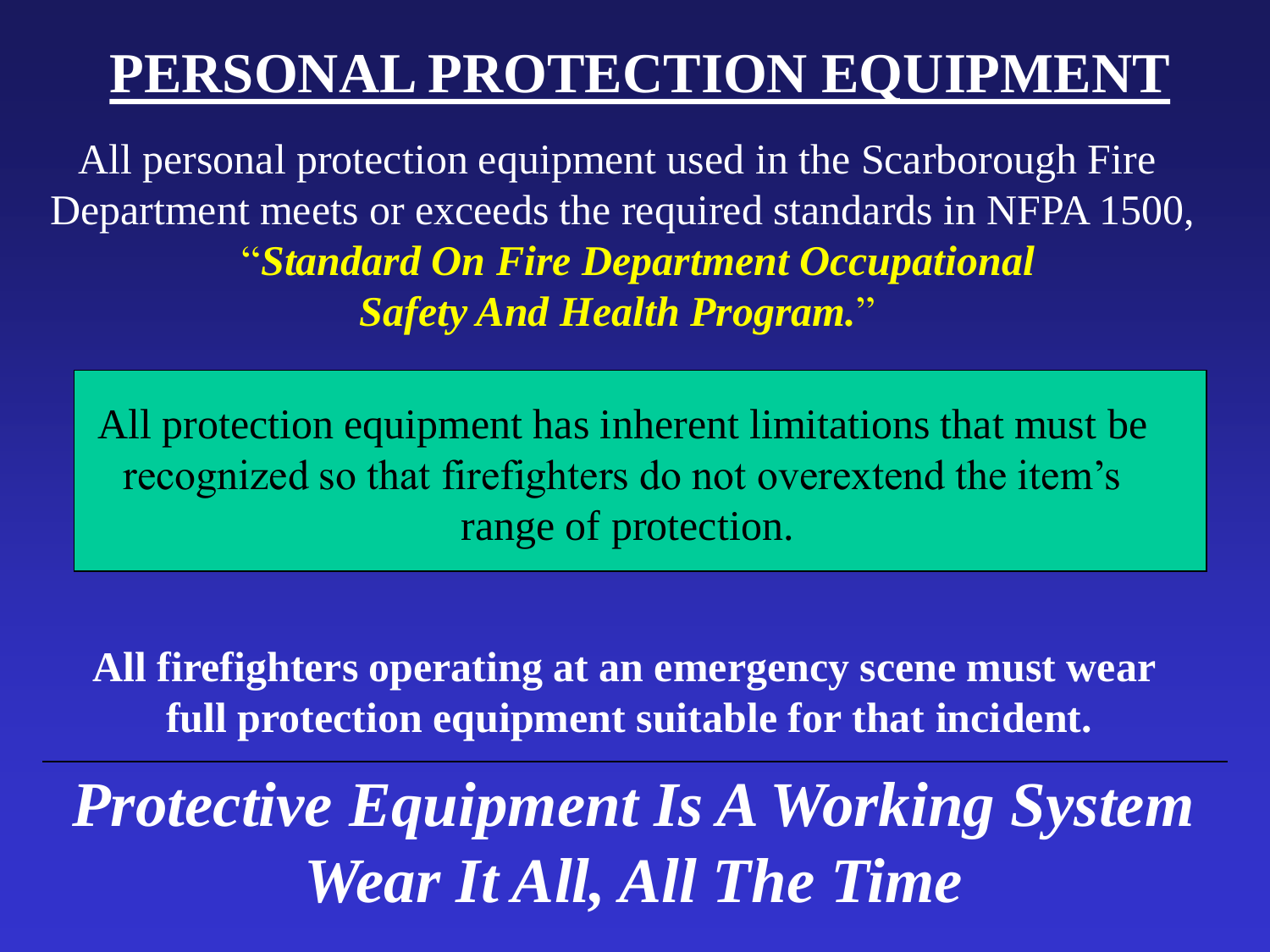# PERSONAL PROTECTION EQUIPMENT

All personal protection equipment used in the Scarborough Fire Department meets or exceeds the required standards in NFPA 1500, "***Standard On Fire Department Occupational Safety And Health Program.***"

All protection equipment has inherent limitations that must be recognized so that firefighters do not overextend the item's range of protection.

**All firefighters operating at an emergency scene must wear full protection equipment suitable for that incident.**

---

***Protective Equipment Is A Working System***
***Wear It All, All The Time***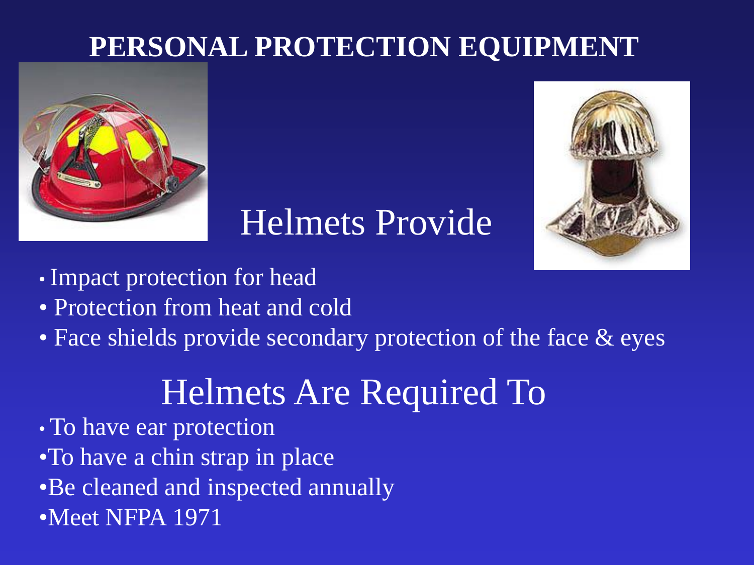# PERSONAL PROTECTION EQUIPMENT

## Helmets Provide

- Impact protection for head
- Protection from heat and cold
- Face shields provide secondary protection of the face & eyes

## Helmets Are Required To

- To have ear protection
- To have a chin strap in place
- Be cleaned and inspected annually
- Meet NFPA 1971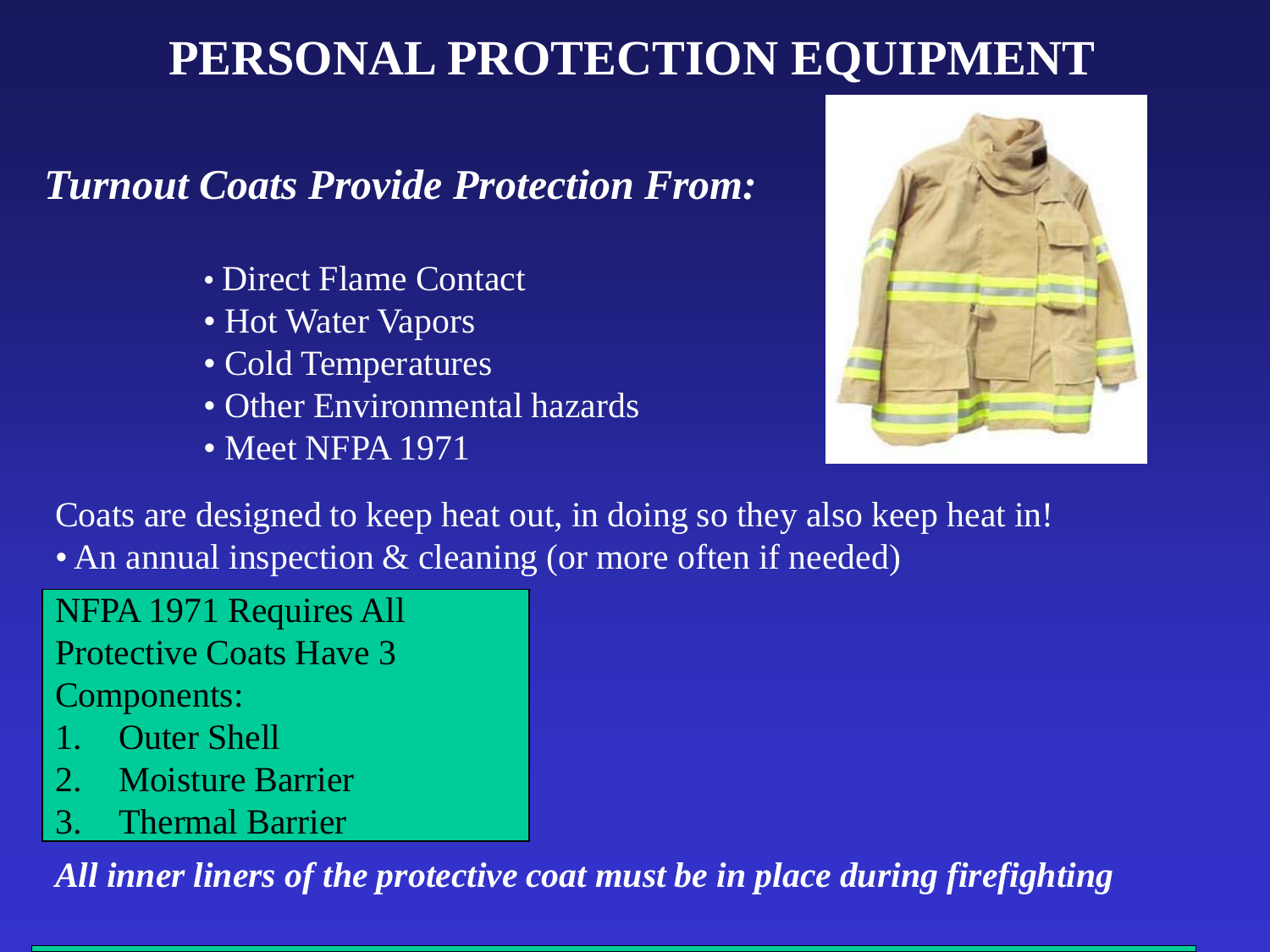# PERSONAL PROTECTION EQUIPMENT

***Turnout Coats Provide Protection From:***

- Direct Flame Contact
- Hot Water Vapors
- Cold Temperatures
- Other Environmental hazards
- Meet NFPA 1971

Coats are designed to keep heat out, in doing so they also keep heat in!

- An annual inspection & cleaning (or more often if needed)

NFPA 1971 Requires All Protective Coats Have 3 Components:

1. Outer Shell
2. Moisture Barrier
3. Thermal Barrier

***All inner liners of the protective coat must be in place during firefighting***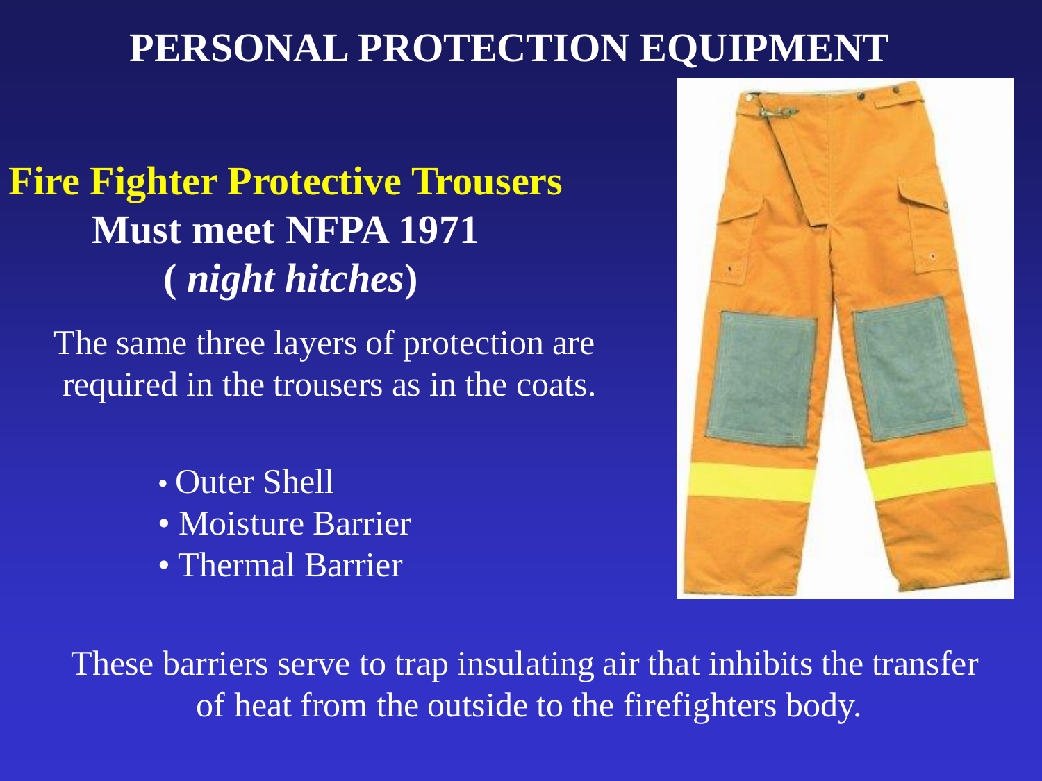# PERSONAL PROTECTION EQUIPMENT

## Fire Fighter Protective Trousers

**Must meet NFPA 1971**

**(*night hitches*)**

The same three layers of protection are required in the trousers as in the coats.

- Outer Shell
- Moisture Barrier
- Thermal Barrier

These barriers serve to trap insulating air that inhibits the transfer of heat from the outside to the firefighters body.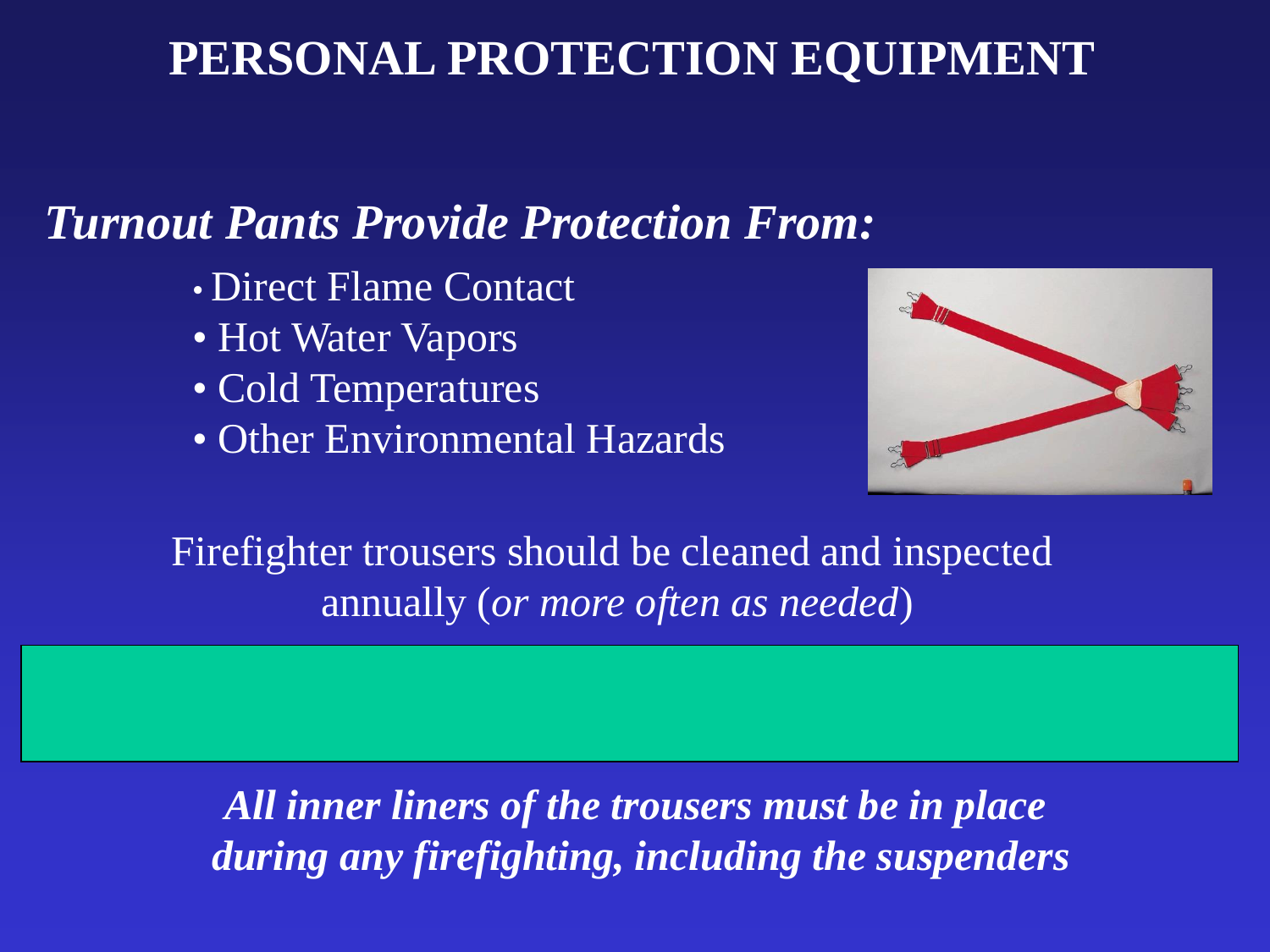# PERSONAL PROTECTION EQUIPMENT

## *Turnout Pants Provide Protection From:*

- Direct Flame Contact
- Hot Water Vapors
- Cold Temperatures
- Other Environmental Hazards

Firefighter trousers should be cleaned and inspected annually (*or more often as needed*)

***All inner liners of the trousers must be in place during any firefighting, including the suspenders***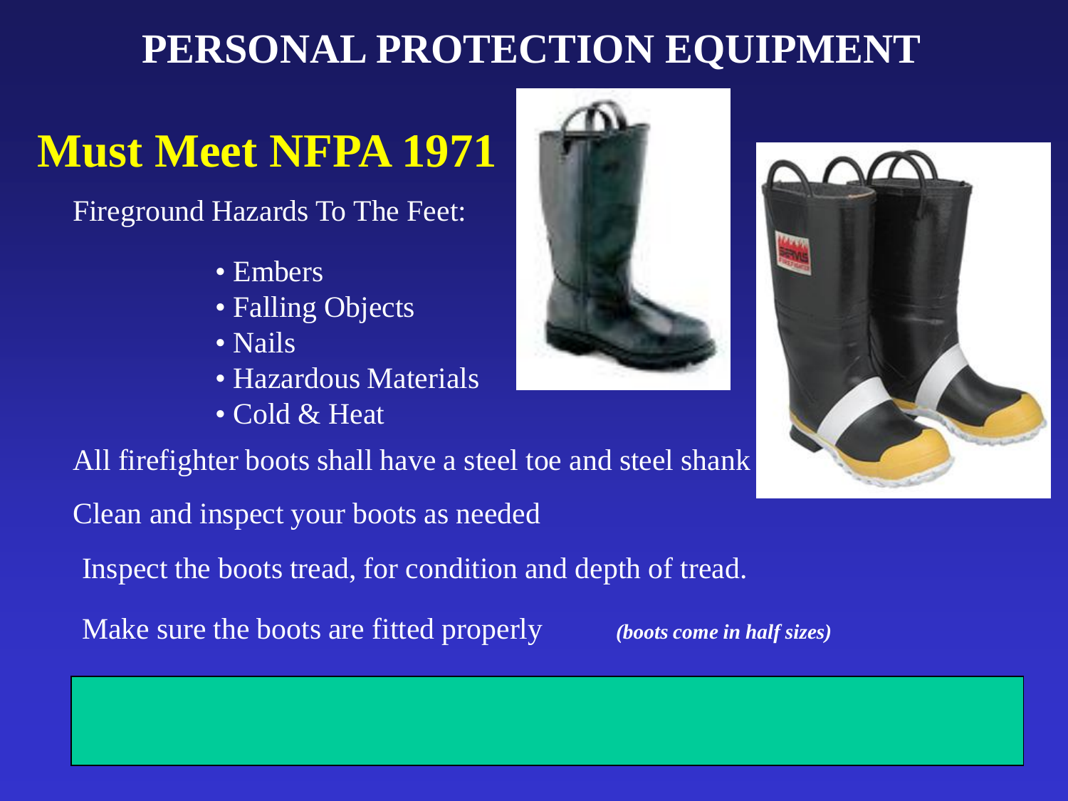# PERSONAL PROTECTION EQUIPMENT

## Must Meet NFPA 1971

Fireground Hazards To The Feet:

- Embers
- Falling Objects
- Nails
- Hazardous Materials
- Cold & Heat

All firefighter boots shall have a steel toe and steel shank

Clean and inspect your boots as needed

Inspect the boots tread, for condition and depth of tread.

Make sure the boots are fitted properly ***(boots come in half sizes)***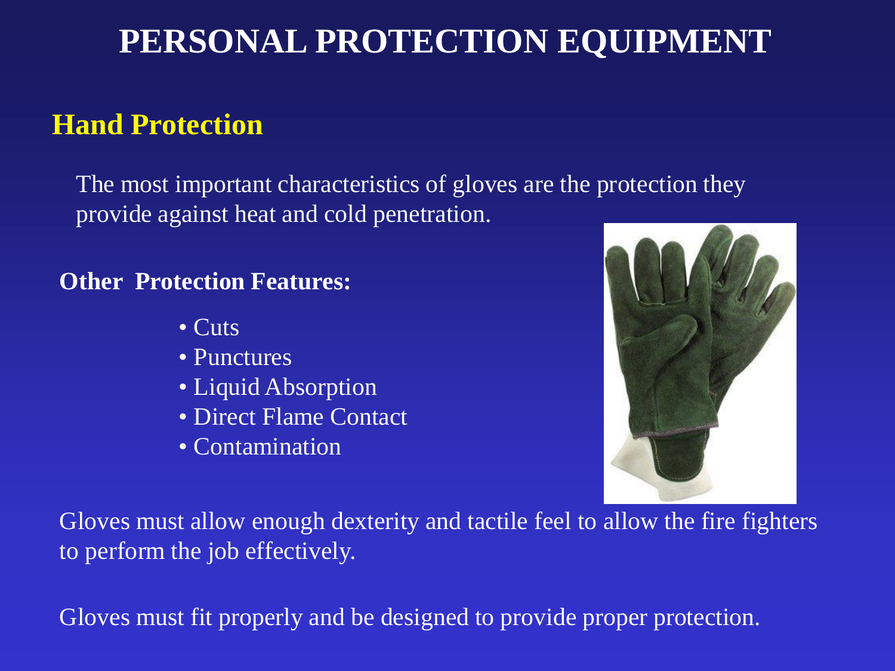# PERSONAL PROTECTION EQUIPMENT

## Hand Protection

The most important characteristics of gloves are the protection they provide against heat and cold penetration.

**Other Protection Features:**

- Cuts
- Punctures
- Liquid Absorption
- Direct Flame Contact
- Contamination

Gloves must allow enough dexterity and tactile feel to allow the fire fighters to perform the job effectively.

Gloves must fit properly and be designed to provide proper protection.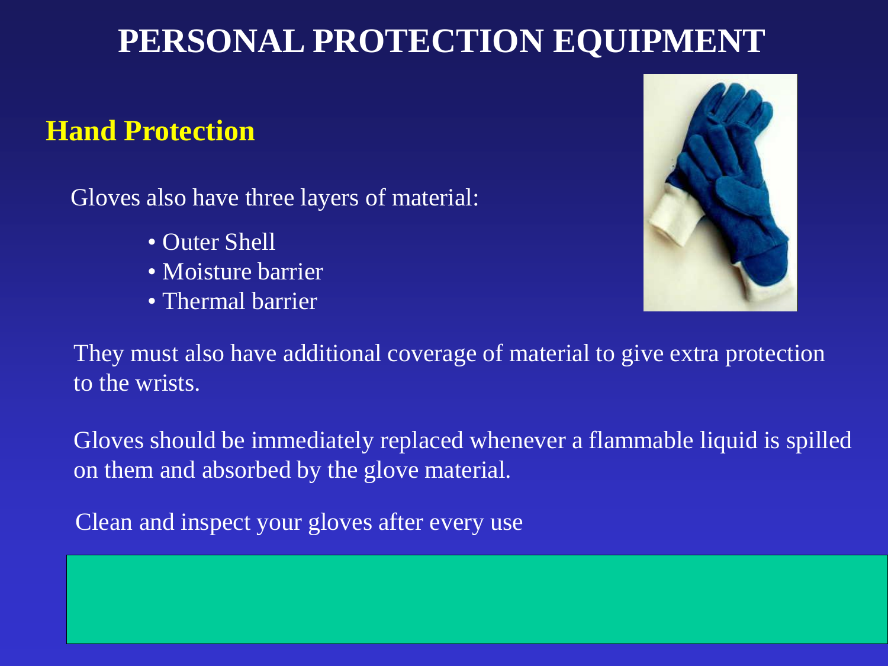# PERSONAL PROTECTION EQUIPMENT

## Hand Protection

Gloves also have three layers of material:

- Outer Shell
- Moisture barrier
- Thermal barrier

They must also have additional coverage of material to give extra protection to the wrists.

Gloves should be immediately replaced whenever a flammable liquid is spilled on them and absorbed by the glove material.

Clean and inspect your gloves after every use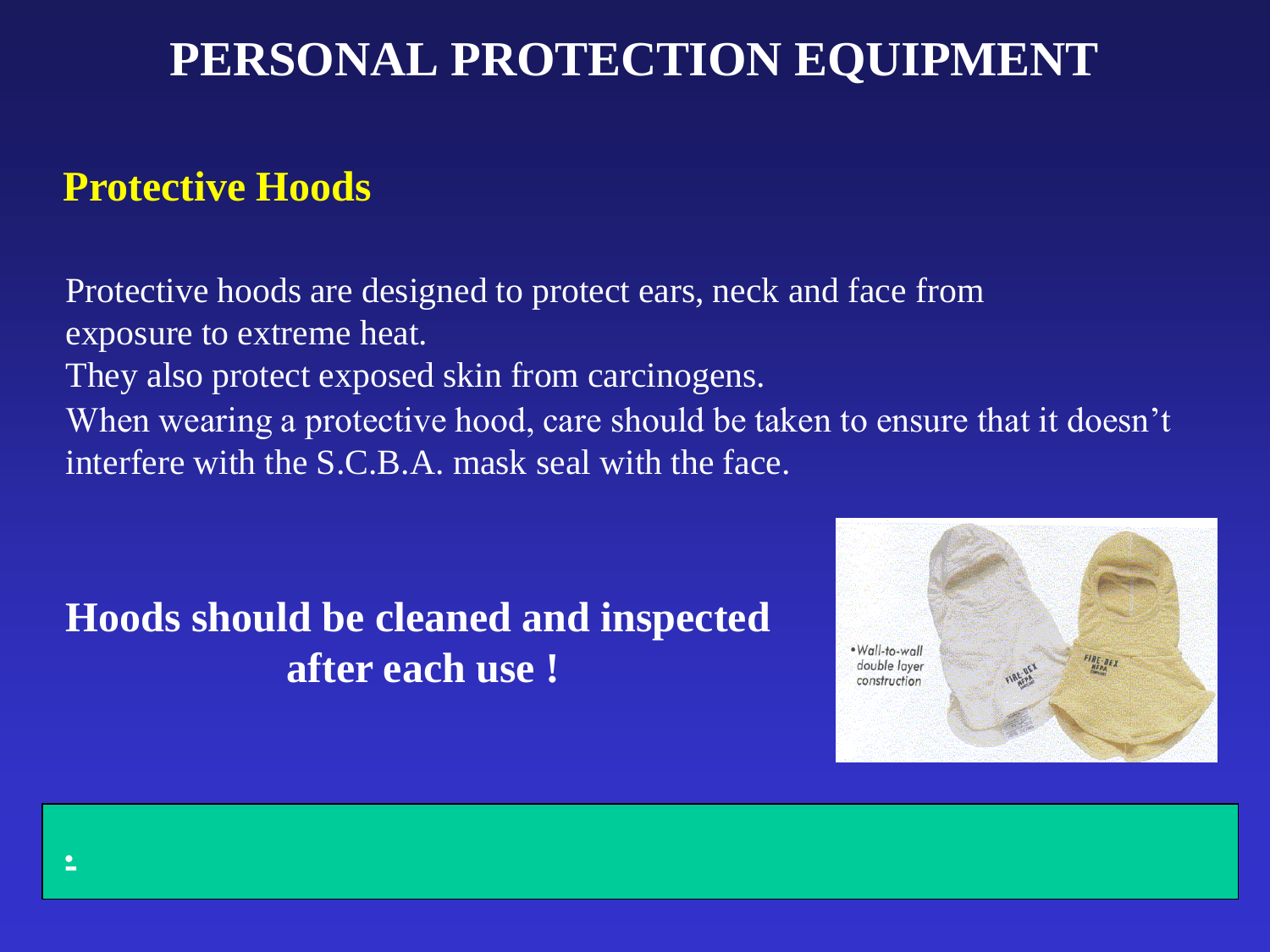# PERSONAL PROTECTION EQUIPMENT

## Protective Hoods

Protective hoods are designed to protect ears, neck and face from exposure to extreme heat.
They also protect exposed skin from carcinogens.
When wearing a protective hood, care should be taken to ensure that it doesn't interfere with the S.C.B.A. mask seal with the face.

**Hoods should be cleaned and inspected after each use !**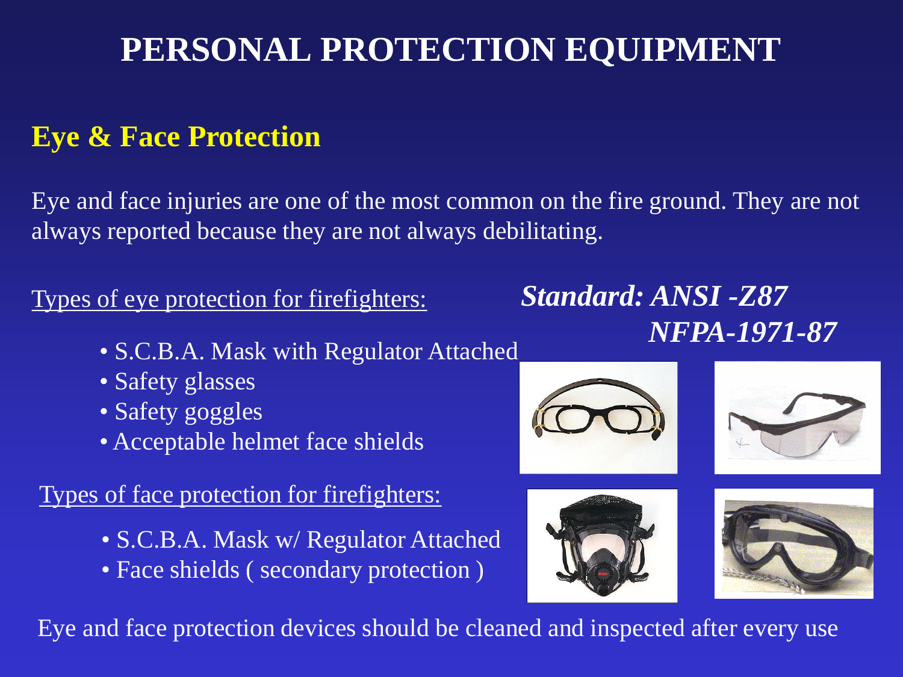# PERSONAL PROTECTION EQUIPMENT

## Eye & Face Protection

Eye and face injuries are one of the most common on the fire ground. They are not always reported because they are not always debilitating.

Types of eye protection for firefighters:

- S.C.B.A. Mask with Regulator Attached
- Safety glasses
- Safety goggles
- Acceptable helmet face shields

***Standard: ANSI -Z87***
***NFPA-1971-87***

Types of face protection for firefighters:

- S.C.B.A. Mask w/ Regulator Attached
- Face shields ( secondary protection )

Eye and face protection devices should be cleaned and inspected after every use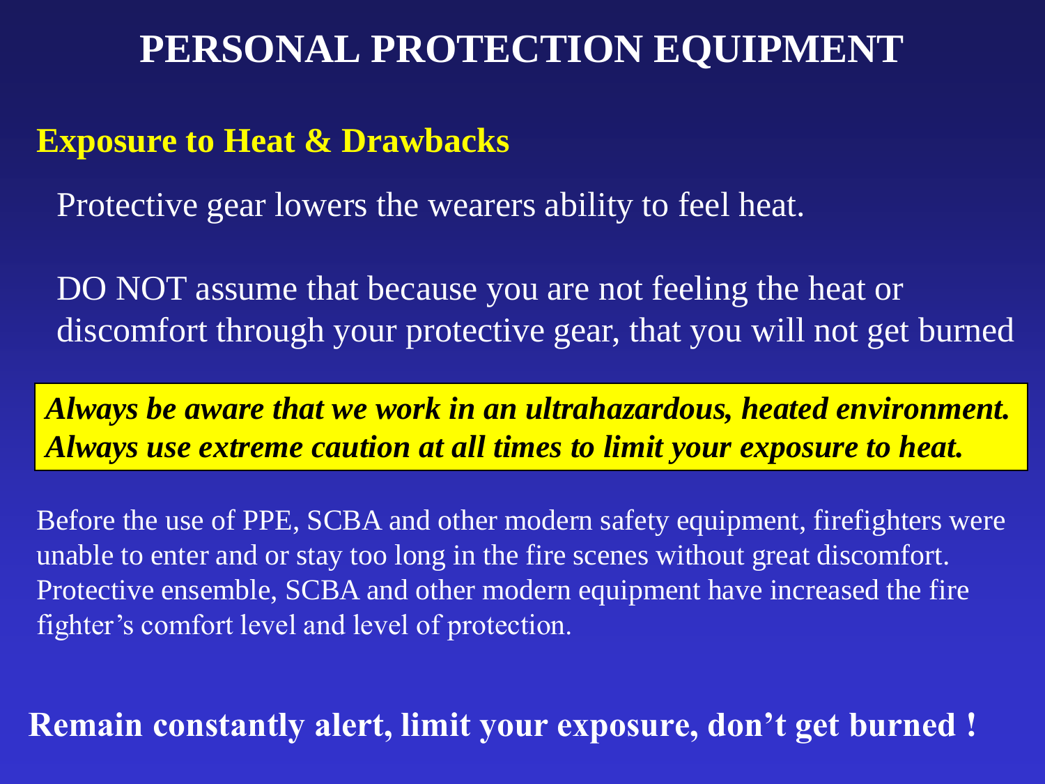# PERSONAL PROTECTION EQUIPMENT

## Exposure to Heat & Drawbacks

Protective gear lowers the wearers ability to feel heat.

DO NOT assume that because you are not feeling the heat or discomfort through your protective gear, that you will not get burned

***Always be aware that we work in an ultrahazardous, heated environment. Always use extreme caution at all times to limit your exposure to heat.***

Before the use of PPE, SCBA and other modern safety equipment, firefighters were unable to enter and or stay too long in the fire scenes without great discomfort. Protective ensemble, SCBA and other modern equipment have increased the fire fighter's comfort level and level of protection.

**Remain constantly alert, limit your exposure, don't get burned !**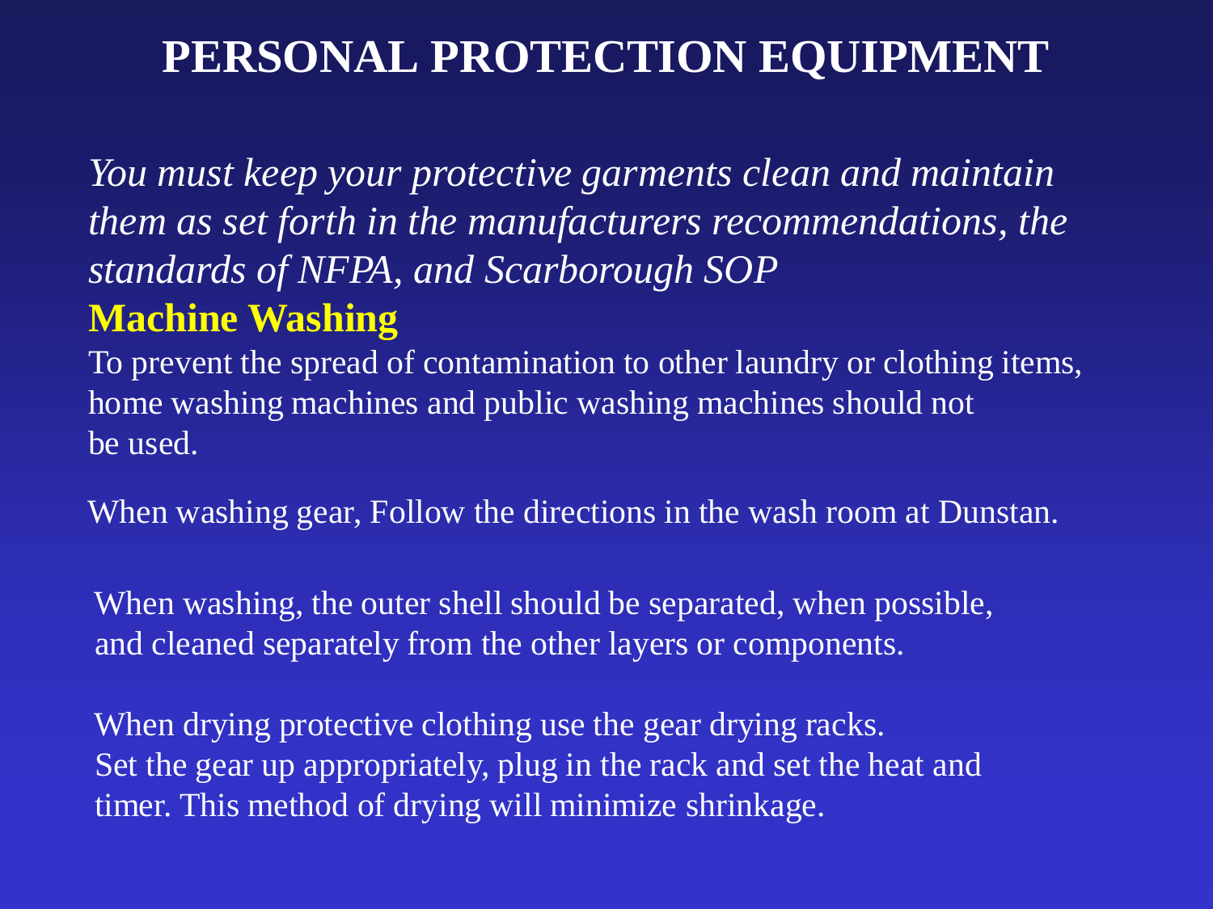# PERSONAL PROTECTION EQUIPMENT

*You must keep your protective garments clean and maintain them as set forth in the manufacturers recommendations, the standards of NFPA, and Scarborough SOP*

## Machine Washing

To prevent the spread of contamination to other laundry or clothing items, home washing machines and public washing machines should not be used.

When washing gear, Follow the directions in the wash room at Dunstan.

When washing, the outer shell should be separated, when possible, and cleaned separately from the other layers or components.

When drying protective clothing use the gear drying racks. Set the gear up appropriately, plug in the rack and set the heat and timer. This method of drying will minimize shrinkage.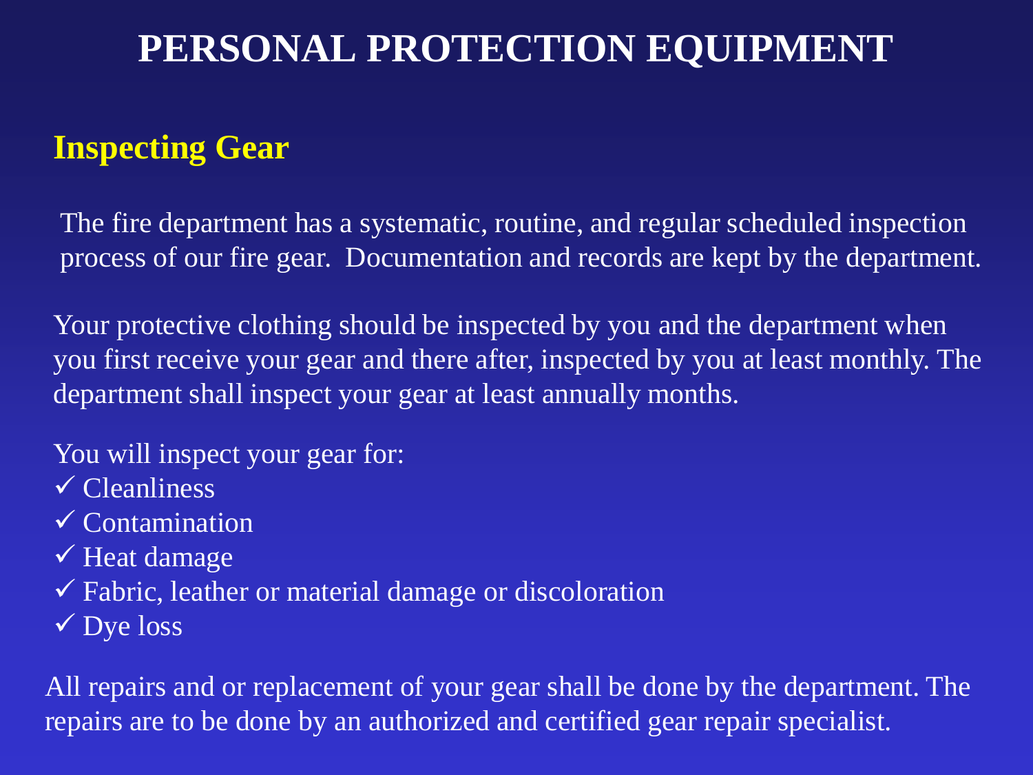# PERSONAL PROTECTION EQUIPMENT

## Inspecting Gear

The fire department has a systematic, routine, and regular scheduled inspection process of our fire gear. Documentation and records are kept by the department.

Your protective clothing should be inspected by you and the department when you first receive your gear and there after, inspected by you at least monthly. The department shall inspect your gear at least annually months.

You will inspect your gear for:

- ✓ Cleanliness
- ✓ Contamination
- ✓ Heat damage
- ✓ Fabric, leather or material damage or discoloration
- ✓ Dye loss

All repairs and or replacement of your gear shall be done by the department. The repairs are to be done by an authorized and certified gear repair specialist.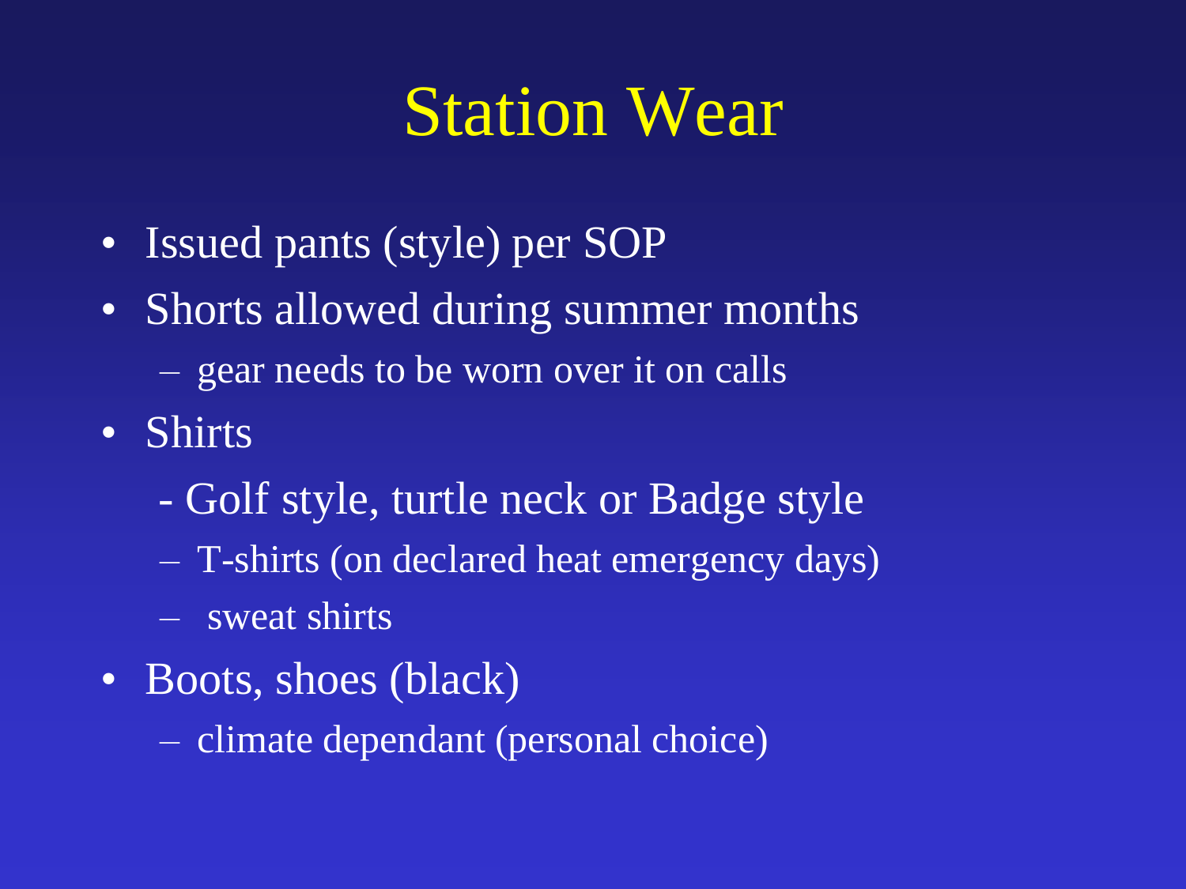# Station Wear

- Issued pants (style) per SOP
- Shorts allowed during summer months
  - gear needs to be worn over it on calls
- Shirts
  - Golf style, turtle neck or Badge style
  - T-shirts (on declared heat emergency days)
  - sweat shirts
- Boots, shoes (black)
  - climate dependant (personal choice)